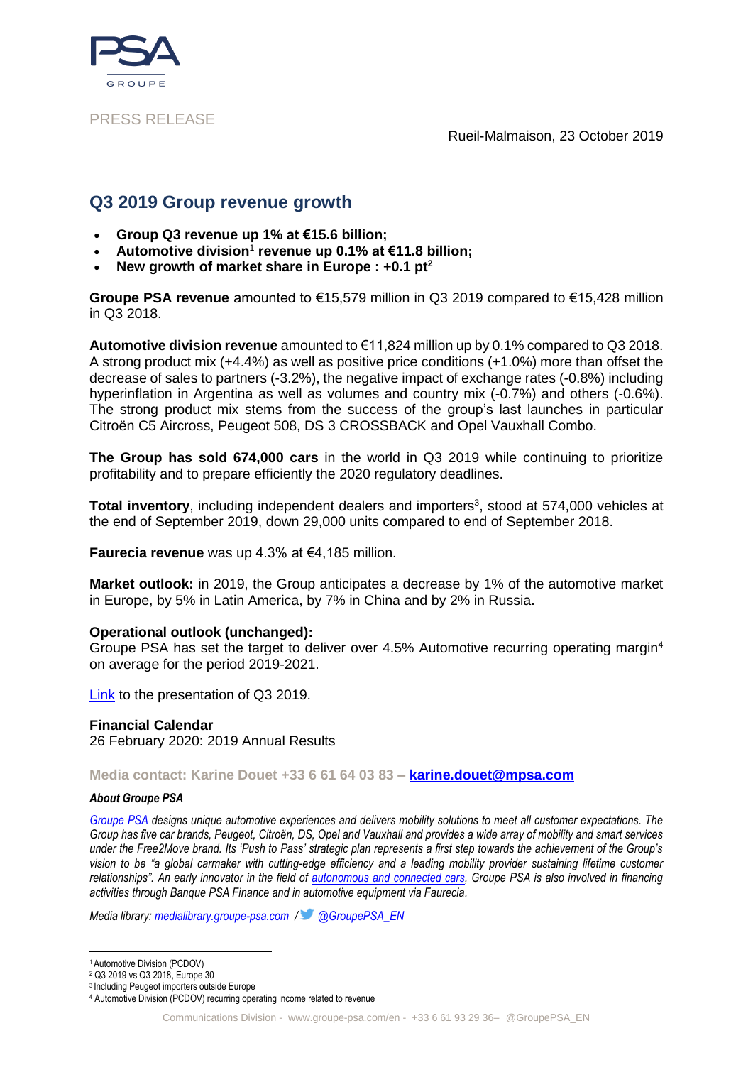PRESS RELEASE

Rueil-Malmaison, 23 October 2019

# Q3 2019 Group revenue growth

- **Group Q3 revenue up 1% at €15.6 billion;**
- **Automotive division**[1] **revenue up 0.1% at €11.8 billion;**
- **New growth of market share in Europe : +0.1 pt**[2]

**Groupe PSA revenue** amounted to €15,579 million in Q3 2019 compared to €15,428 million in Q3 2018.

**Automotive division revenue** amounted to €11,824 million up by 0.1% compared to Q3 2018. A strong product mix (+4.4%) as well as positive price conditions (+1.0%) more than offset the decrease of sales to partners (-3.2%), the negative impact of exchange rates (-0.8%) including hyperinflation in Argentina as well as volumes and country mix (-0.7%) and others (-0.6%). The strong product mix stems from the success of the group's last launches in particular Citroën C5 Aircross, Peugeot 508, DS 3 CROSSBACK and Opel Vauxhall Combo.

**The Group has sold 674,000 cars** in the world in Q3 2019 while continuing to prioritize profitability and to prepare efficiently the 2020 regulatory deadlines.

**Total inventory**, including independent dealers and importers[3], stood at 574,000 vehicles at the end of September 2019, down 29,000 units compared to end of September 2018.

**Faurecia revenue** was up 4.3% at €4,185 million.

**Market outlook:** in 2019, the Group anticipates a decrease by 1% of the automotive market in Europe, by 5% in Latin America, by 7% in China and by 2% in Russia.

**Operational outlook (unchanged):**
Groupe PSA has set the target to deliver over 4.5% Automotive recurring operating margin[4] on average for the period 2019-2021.

Link to the presentation of Q3 2019.

**Financial Calendar**
26 February 2020: 2019 Annual Results

**Media contact: Karine Douet +33 6 61 64 03 83 – karine.douet@mpsa.com**

***About Groupe PSA***

*Groupe PSA designs unique automotive experiences and delivers mobility solutions to meet all customer expectations. The Group has five car brands, Peugeot, Citroën, DS, Opel and Vauxhall and provides a wide array of mobility and smart services under the Free2Move brand. Its 'Push to Pass' strategic plan represents a first step towards the achievement of the Group's vision to be "a global carmaker with cutting-edge efficiency and a leading mobility provider sustaining lifetime customer relationships". An early innovator in the field of autonomous and connected cars, Groupe PSA is also involved in financing activities through Banque PSA Finance and in automotive equipment via Faurecia.*

*Media library: medialibrary.groupe-psa.com / @GroupePSA_EN*

---

[1] Automotive Division (PCDOV)
[2] Q3 2019 vs Q3 2018, Europe 30
[3] Including Peugeot importers outside Europe
[4] Automotive Division (PCDOV) recurring operating income related to revenue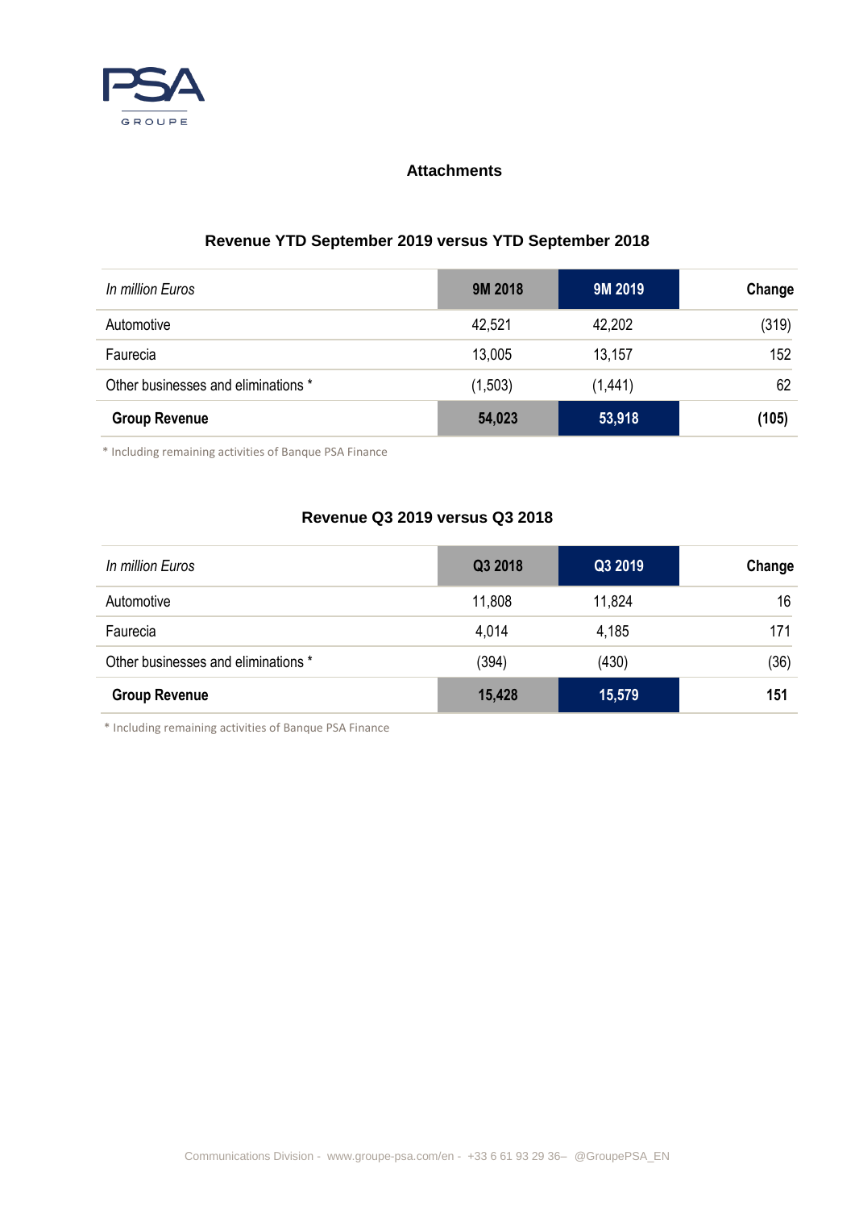## Attachments

### Revenue YTD September 2019 versus YTD September 2018

| *In million Euros* | 9M 2018 | 9M 2019 | Change |
|---|---|---|---|
| Automotive | 42,521 | 42,202 | (319) |
| Faurecia | 13,005 | 13,157 | 152 |
| Other businesses and eliminations * | (1,503) | (1,441) | 62 |
| **Group Revenue** | **54,023** | **53,918** | **(105)** |

\* Including remaining activities of Banque PSA Finance

### Revenue Q3 2019 versus Q3 2018

| *In million Euros* | Q3 2018 | Q3 2019 | Change |
|---|---|---|---|
| Automotive | 11,808 | 11,824 | 16 |
| Faurecia | 4,014 | 4,185 | 171 |
| Other businesses and eliminations * | (394) | (430) | (36) |
| **Group Revenue** | **15,428** | **15,579** | **151** |

\* Including remaining activities of Banque PSA Finance

Communications Division - www.groupe-psa.com/en - +33 6 61 93 29 36– @GroupePSA_EN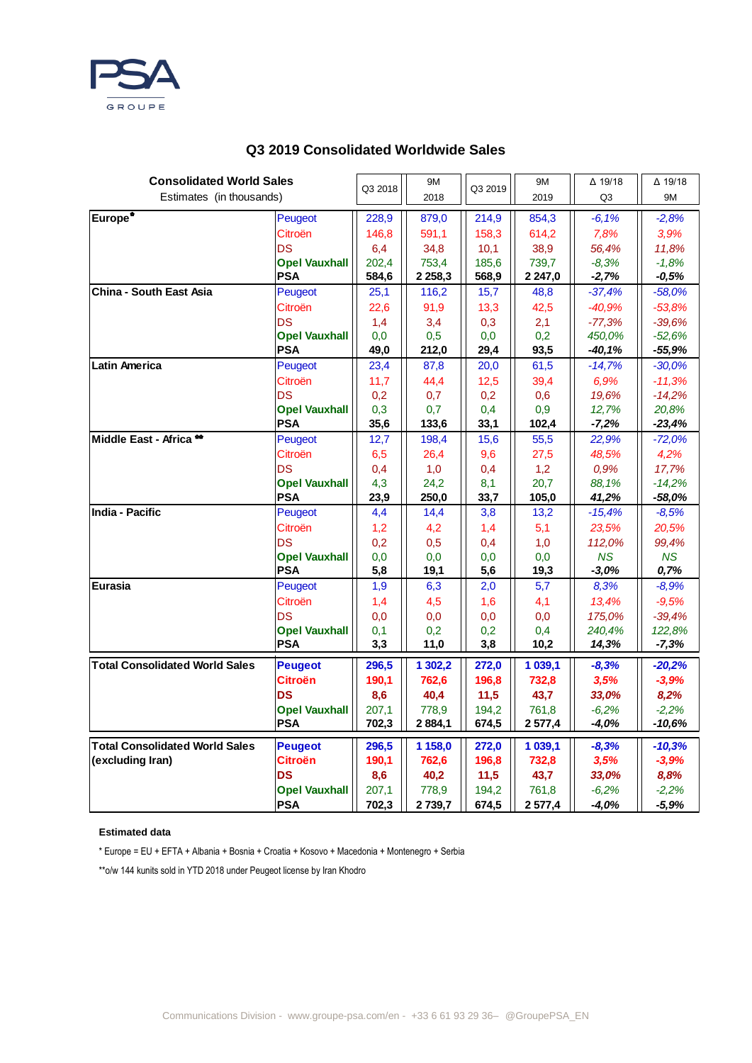## Q3 2019 Consolidated Worldwide Sales

| Consolidated World Sales<br>Estimates (in thousands) | | Q3 2018 | 9M 2018 | Q3 2019 | 9M 2019 | Δ 19/18 Q3 | Δ 19/18 9M |
|---|---|---|---|---|---|---|---|
| **Europe*** | Peugeot | 228,9 | 879,0 | 214,9 | 854,3 | *-6,1%* | *-2,8%* |
| | Citroën | 146,8 | 591,1 | 158,3 | 614,2 | *7,8%* | *3,9%* |
| | DS | 6,4 | 34,8 | 10,1 | 38,9 | *56,4%* | *11,8%* |
| | **Opel Vauxhall** | 202,4 | 753,4 | 185,6 | 739,7 | *-8,3%* | *-1,8%* |
| | **PSA** | **584,6** | **2 258,3** | **568,9** | **2 247,0** | ***-2,7%*** | ***-0,5%*** |
| **China - South East Asia** | Peugeot | 25,1 | 116,2 | 15,7 | 48,8 | *-37,4%* | *-58,0%* |
| | Citroën | 22,6 | 91,9 | 13,3 | 42,5 | *-40,9%* | *-53,8%* |
| | DS | 1,4 | 3,4 | 0,3 | 2,1 | *-77,3%* | *-39,6%* |
| | **Opel Vauxhall** | 0,0 | 0,5 | 0,0 | 0,2 | *450,0%* | *-52,6%* |
| | **PSA** | **49,0** | **212,0** | **29,4** | **93,5** | ***-40,1%*** | ***-55,9%*** |
| **Latin America** | Peugeot | 23,4 | 87,8 | 20,0 | 61,5 | *-14,7%* | *-30,0%* |
| | Citroën | 11,7 | 44,4 | 12,5 | 39,4 | *6,9%* | *-11,3%* |
| | DS | 0,2 | 0,7 | 0,2 | 0,6 | *19,6%* | *-14,2%* |
| | **Opel Vauxhall** | 0,3 | 0,7 | 0,4 | 0,9 | *12,7%* | *20,8%* |
| | **PSA** | **35,6** | **133,6** | **33,1** | **102,4** | ***-7,2%*** | ***-23,4%*** |
| **Middle East - Africa **** | Peugeot | 12,7 | 198,4 | 15,6 | 55,5 | *22,9%* | *-72,0%* |
| | Citroën | 6,5 | 26,4 | 9,6 | 27,5 | *48,5%* | *4,2%* |
| | DS | 0,4 | 1,0 | 0,4 | 1,2 | *0,9%* | *17,7%* |
| | **Opel Vauxhall** | 4,3 | 24,2 | 8,1 | 20,7 | *88,1%* | *-14,2%* |
| | **PSA** | **23,9** | **250,0** | **33,7** | **105,0** | ***41,2%*** | ***-58,0%*** |
| **India - Pacific** | Peugeot | 4,4 | 14,4 | 3,8 | 13,2 | *-15,4%* | *-8,5%* |
| | Citroën | 1,2 | 4,2 | 1,4 | 5,1 | *23,5%* | *20,5%* |
| | DS | 0,2 | 0,5 | 0,4 | 1,0 | *112,0%* | *99,4%* |
| | **Opel Vauxhall** | 0,0 | 0,0 | 0,0 | 0,0 | *NS* | *NS* |
| | **PSA** | **5,8** | **19,1** | **5,6** | **19,3** | ***-3,0%*** | ***0,7%*** |
| **Eurasia** | Peugeot | 1,9 | 6,3 | 2,0 | 5,7 | *8,3%* | *-8,9%* |
| | Citroën | 1,4 | 4,5 | 1,6 | 4,1 | *13,4%* | *-9,5%* |
| | DS | 0,0 | 0,0 | 0,0 | 0,0 | *175,0%* | *-39,4%* |
| | **Opel Vauxhall** | 0,1 | 0,2 | 0,2 | 0,4 | *240,4%* | *122,8%* |
| | **PSA** | **3,3** | **11,0** | **3,8** | **10,2** | ***14,3%*** | ***-7,3%*** |
| **Total Consolidated World Sales** | **Peugeot** | **296,5** | **1 302,2** | **272,0** | **1 039,1** | ***-8,3%*** | ***-20,2%*** |
| | **Citroën** | **190,1** | **762,6** | **196,8** | **732,8** | ***3,5%*** | ***-3,9%*** |
| | **DS** | **8,6** | **40,4** | **11,5** | **43,7** | ***33,0%*** | ***8,2%*** |
| | **Opel Vauxhall** | 207,1 | 778,9 | 194,2 | 761,8 | *-6,2%* | *-2,2%* |
| | **PSA** | **702,3** | **2 884,1** | **674,5** | **2 577,4** | ***-4,0%*** | ***-10,6%*** |
| **Total Consolidated World Sales (excluding Iran)** | **Peugeot** | **296,5** | **1 158,0** | **272,0** | **1 039,1** | ***-8,3%*** | ***-10,3%*** |
| | **Citroën** | **190,1** | **762,6** | **196,8** | **732,8** | ***3,5%*** | ***-3,9%*** |
| | **DS** | **8,6** | **40,2** | **11,5** | **43,7** | ***33,0%*** | ***8,8%*** |
| | **Opel Vauxhall** | 207,1 | 778,9 | 194,2 | 761,8 | *-6,2%* | *-2,2%* |
| | **PSA** | **702,3** | **2 739,7** | **674,5** | **2 577,4** | ***-4,0%*** | ***-5,9%*** |

**Estimated data**

* Europe = EU + EFTA + Albania + Bosnia + Croatia + Kosovo + Macedonia + Montenegro + Serbia

**o/w 144 kunits sold in YTD 2018 under Peugeot license by Iran Khodro